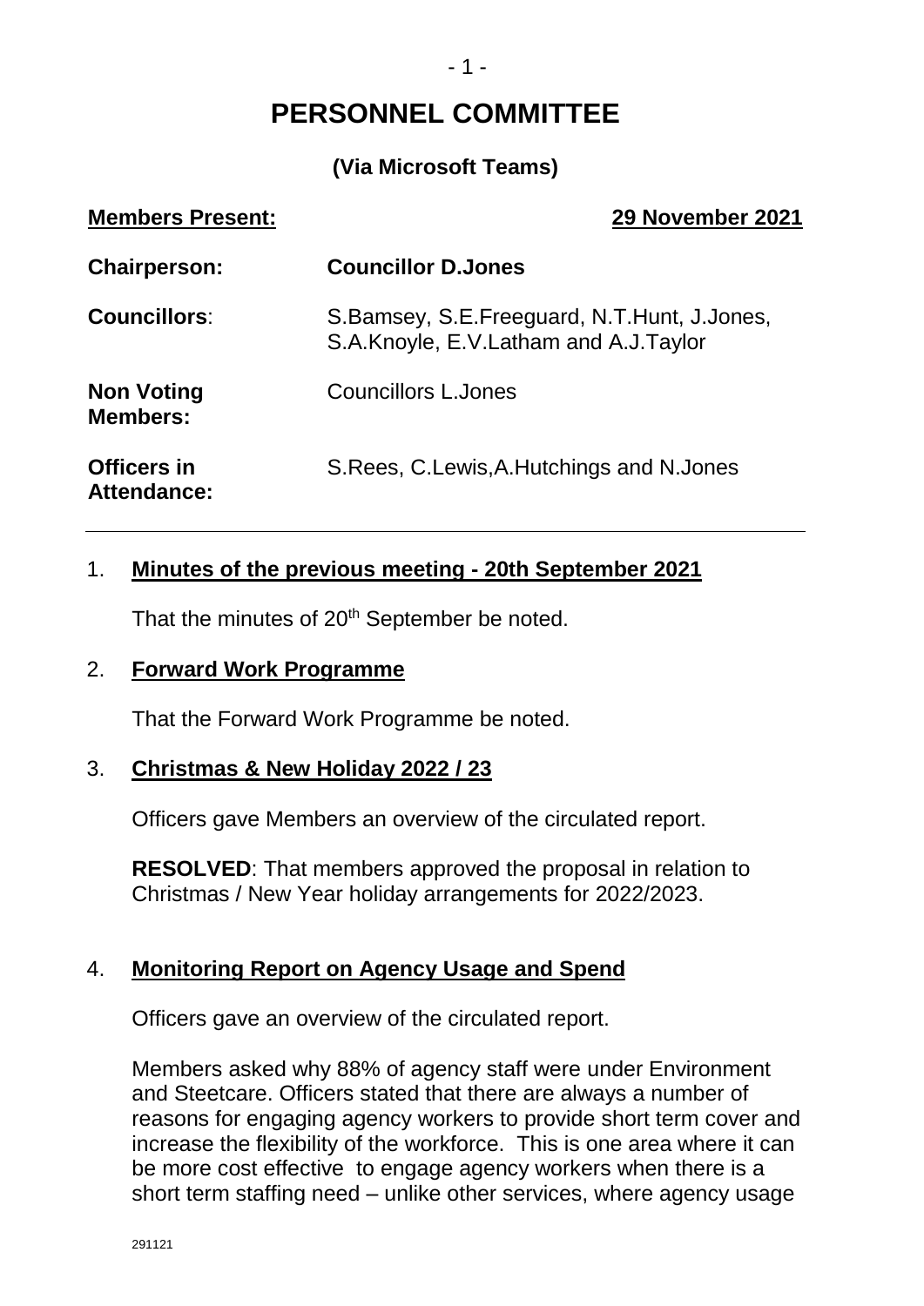# PERSONNEL COMMITTEE

**(Via Microsoft Teams)**

**Members Present:** **29 November 2021**

| | |
|---|---|
| **Chairperson:** | **Councillor D.Jones** |
| **Councillors**: | S.Bamsey, S.E.Freeguard, N.T.Hunt, J.Jones, S.A.Knoyle, E.V.Latham and A.J.Taylor |
| **Non Voting Members:** | Councillors L.Jones |
| **Officers in Attendance:** | S.Rees, C.Lewis,A.Hutchings and N.Jones |

---

## 1. Minutes of the previous meeting - 20th September 2021

That the minutes of 20th September be noted.

## 2. Forward Work Programme

That the Forward Work Programme be noted.

## 3. Christmas & New Holiday 2022 / 23

Officers gave Members an overview of the circulated report.

**RESOLVED**: That members approved the proposal in relation to Christmas / New Year holiday arrangements for 2022/2023.

## 4. Monitoring Report on Agency Usage and Spend

Officers gave an overview of the circulated report.

Members asked why 88% of agency staff were under Environment and Steetcare. Officers stated that there are always a number of reasons for engaging agency workers to provide short term cover and increase the flexibility of the workforce. This is one area where it can be more cost effective to engage agency workers when there is a short term staffing need – unlike other services, where agency usage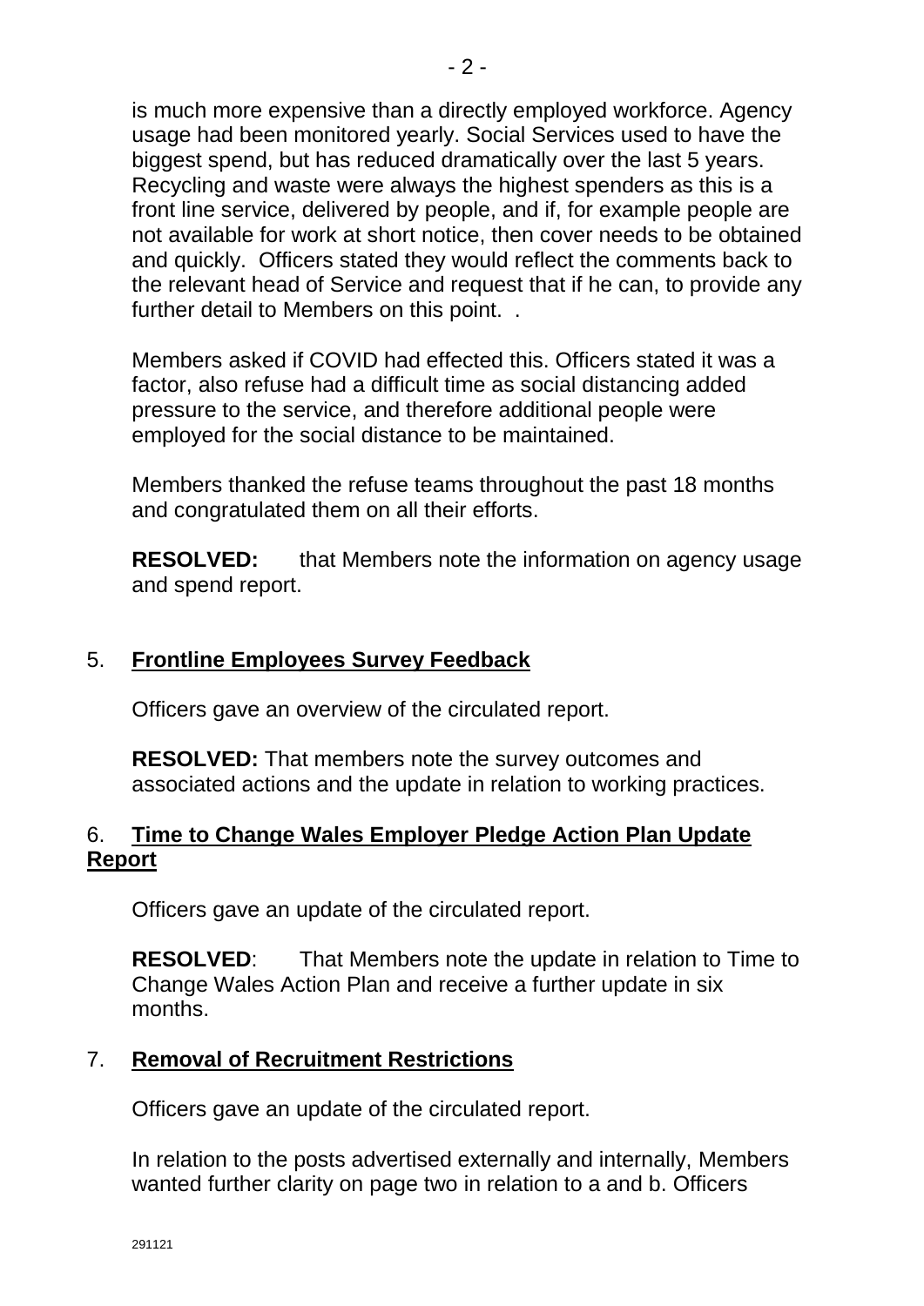is much more expensive than a directly employed workforce. Agency usage had been monitored yearly. Social Services used to have the biggest spend, but has reduced dramatically over the last 5 years. Recycling and waste were always the highest spenders as this is a front line service, delivered by people, and if, for example people are not available for work at short notice, then cover needs to be obtained and quickly. Officers stated they would reflect the comments back to the relevant head of Service and request that if he can, to provide any further detail to Members on this point. .

Members asked if COVID had effected this. Officers stated it was a factor, also refuse had a difficult time as social distancing added pressure to the service, and therefore additional people were employed for the social distance to be maintained.

Members thanked the refuse teams throughout the past 18 months and congratulated them on all their efforts.

**RESOLVED:** that Members note the information on agency usage and spend report.

5. **Frontline Employees Survey Feedback**

Officers gave an overview of the circulated report.

**RESOLVED:** That members note the survey outcomes and associated actions and the update in relation to working practices.

6. **Time to Change Wales Employer Pledge Action Plan Update Report**

Officers gave an update of the circulated report.

**RESOLVED**: That Members note the update in relation to Time to Change Wales Action Plan and receive a further update in six months.

7. **Removal of Recruitment Restrictions**

Officers gave an update of the circulated report.

In relation to the posts advertised externally and internally, Members wanted further clarity on page two in relation to a and b. Officers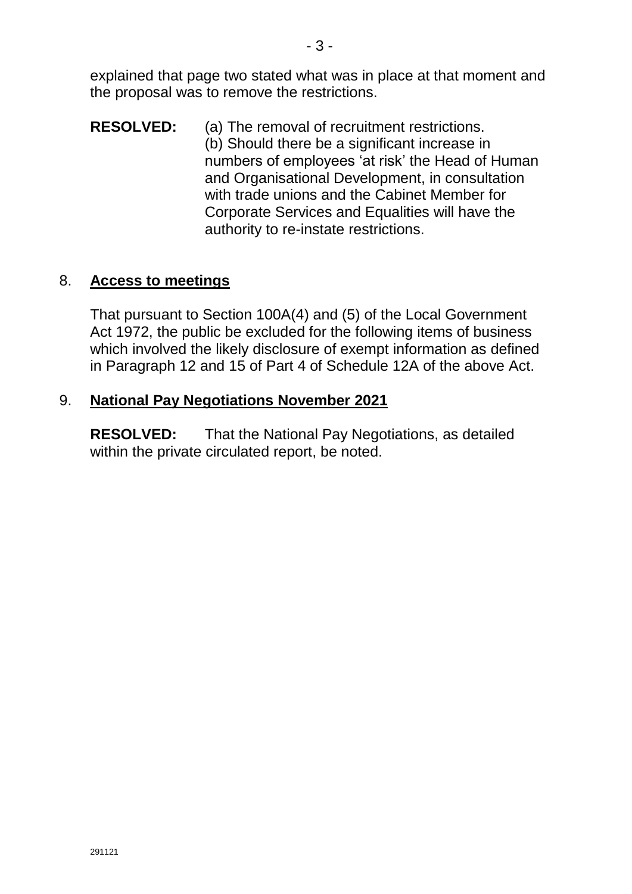explained that page two stated what was in place at that moment and the proposal was to remove the restrictions.

**RESOLVED:** (a) The removal of recruitment restrictions.
(b) Should there be a significant increase in numbers of employees 'at risk' the Head of Human and Organisational Development, in consultation with trade unions and the Cabinet Member for Corporate Services and Equalities will have the authority to re-instate restrictions.

8. **Access to meetings**

That pursuant to Section 100A(4) and (5) of the Local Government Act 1972, the public be excluded for the following items of business which involved the likely disclosure of exempt information as defined in Paragraph 12 and 15 of Part 4 of Schedule 12A of the above Act.

9. **National Pay Negotiations November 2021**

**RESOLVED:** That the National Pay Negotiations, as detailed within the private circulated report, be noted.

291121